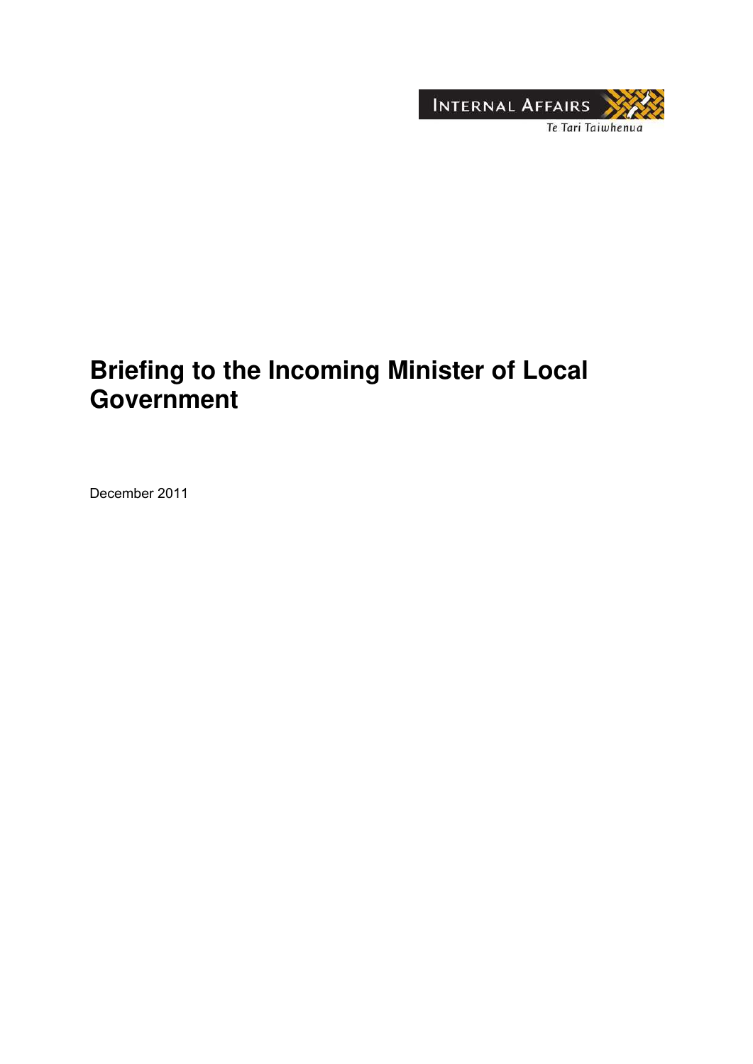INTERNAL AFFAIRS

Te Tari Taiwhenua

# Briefing to the Incoming Minister of Local Government

December 2011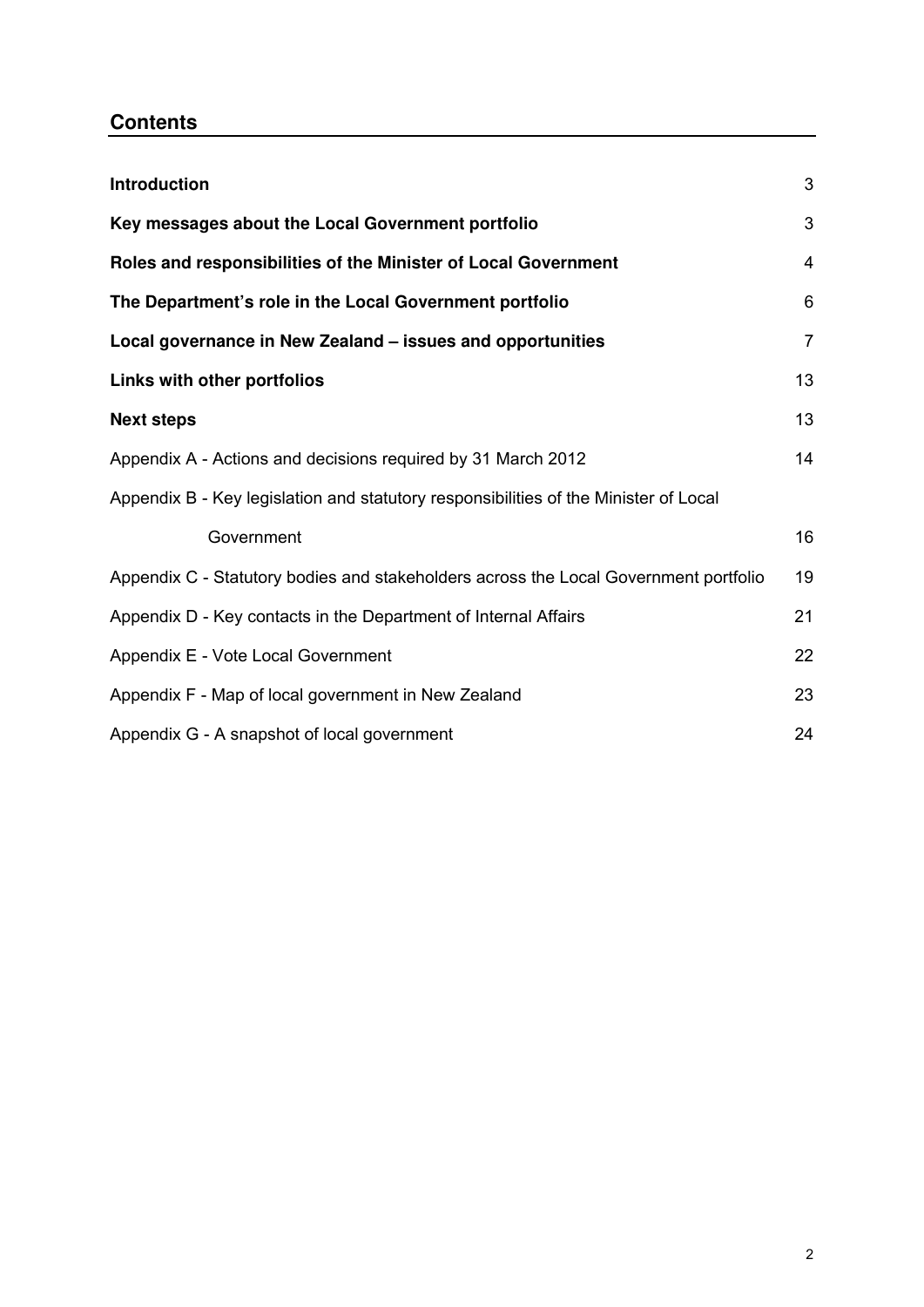## Contents

| | |
|---|---|
| **Introduction** | 3 |
| **Key messages about the Local Government portfolio** | 3 |
| **Roles and responsibilities of the Minister of Local Government** | 4 |
| **The Department's role in the Local Government portfolio** | 6 |
| **Local governance in New Zealand – issues and opportunities** | 7 |
| **Links with other portfolios** | 13 |
| **Next steps** | 13 |
| Appendix A - Actions and decisions required by 31 March 2012 | 14 |
| Appendix B - Key legislation and statutory responsibilities of the Minister of Local Government | 16 |
| Appendix C - Statutory bodies and stakeholders across the Local Government portfolio | 19 |
| Appendix D - Key contacts in the Department of Internal Affairs | 21 |
| Appendix E - Vote Local Government | 22 |
| Appendix F - Map of local government in New Zealand | 23 |
| Appendix G - A snapshot of local government | 24 |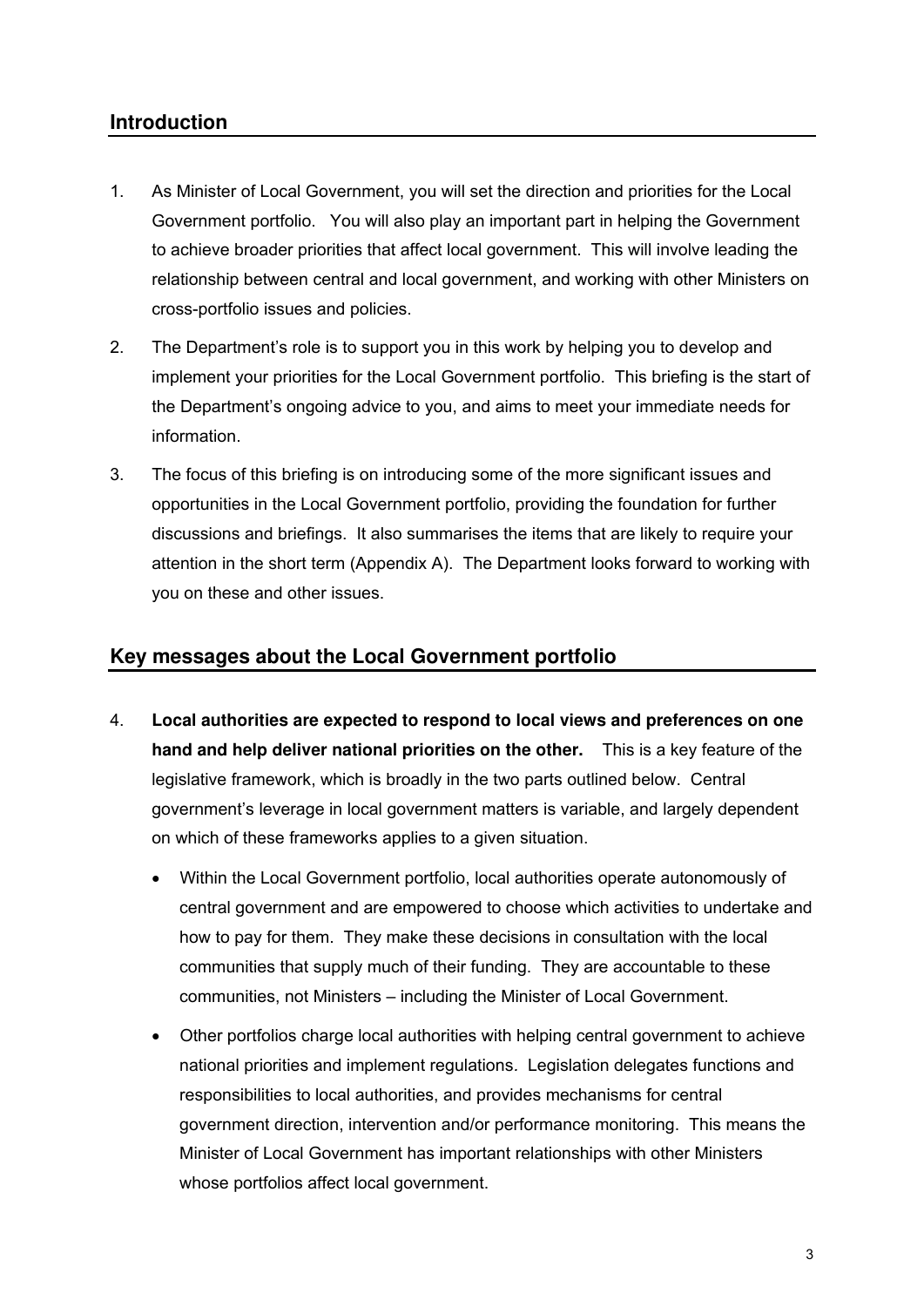## Introduction

1. As Minister of Local Government, you will set the direction and priorities for the Local Government portfolio. You will also play an important part in helping the Government to achieve broader priorities that affect local government. This will involve leading the relationship between central and local government, and working with other Ministers on cross-portfolio issues and policies.

2. The Department's role is to support you in this work by helping you to develop and implement your priorities for the Local Government portfolio. This briefing is the start of the Department's ongoing advice to you, and aims to meet your immediate needs for information.

3. The focus of this briefing is on introducing some of the more significant issues and opportunities in the Local Government portfolio, providing the foundation for further discussions and briefings. It also summarises the items that are likely to require your attention in the short term (Appendix A). The Department looks forward to working with you on these and other issues.

## Key messages about the Local Government portfolio

4. **Local authorities are expected to respond to local views and preferences on one hand and help deliver national priorities on the other.** This is a key feature of the legislative framework, which is broadly in the two parts outlined below. Central government's leverage in local government matters is variable, and largely dependent on which of these frameworks applies to a given situation.

   - Within the Local Government portfolio, local authorities operate autonomously of central government and are empowered to choose which activities to undertake and how to pay for them. They make these decisions in consultation with the local communities that supply much of their funding. They are accountable to these communities, not Ministers – including the Minister of Local Government.

   - Other portfolios charge local authorities with helping central government to achieve national priorities and implement regulations. Legislation delegates functions and responsibilities to local authorities, and provides mechanisms for central government direction, intervention and/or performance monitoring. This means the Minister of Local Government has important relationships with other Ministers whose portfolios affect local government.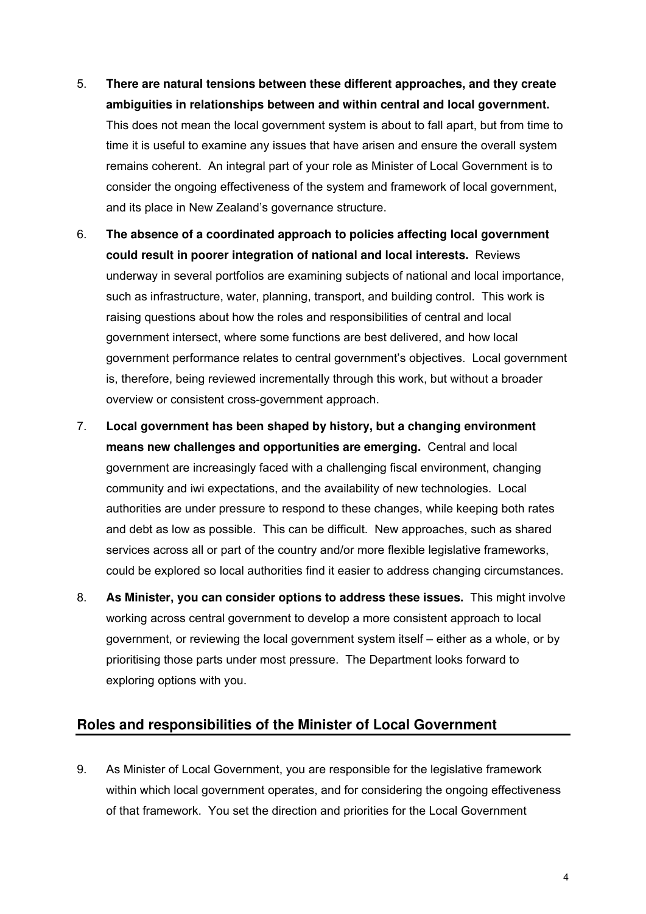5. **There are natural tensions between these different approaches, and they create ambiguities in relationships between and within central and local government.** This does not mean the local government system is about to fall apart, but from time to time it is useful to examine any issues that have arisen and ensure the overall system remains coherent. An integral part of your role as Minister of Local Government is to consider the ongoing effectiveness of the system and framework of local government, and its place in New Zealand's governance structure.

6. **The absence of a coordinated approach to policies affecting local government could result in poorer integration of national and local interests.** Reviews underway in several portfolios are examining subjects of national and local importance, such as infrastructure, water, planning, transport, and building control. This work is raising questions about how the roles and responsibilities of central and local government intersect, where some functions are best delivered, and how local government performance relates to central government's objectives. Local government is, therefore, being reviewed incrementally through this work, but without a broader overview or consistent cross-government approach.

7. **Local government has been shaped by history, but a changing environment means new challenges and opportunities are emerging.** Central and local government are increasingly faced with a challenging fiscal environment, changing community and iwi expectations, and the availability of new technologies. Local authorities are under pressure to respond to these changes, while keeping both rates and debt as low as possible. This can be difficult. New approaches, such as shared services across all or part of the country and/or more flexible legislative frameworks, could be explored so local authorities find it easier to address changing circumstances.

8. **As Minister, you can consider options to address these issues.** This might involve working across central government to develop a more consistent approach to local government, or reviewing the local government system itself – either as a whole, or by prioritising those parts under most pressure. The Department looks forward to exploring options with you.

## Roles and responsibilities of the Minister of Local Government

9. As Minister of Local Government, you are responsible for the legislative framework within which local government operates, and for considering the ongoing effectiveness of that framework. You set the direction and priorities for the Local Government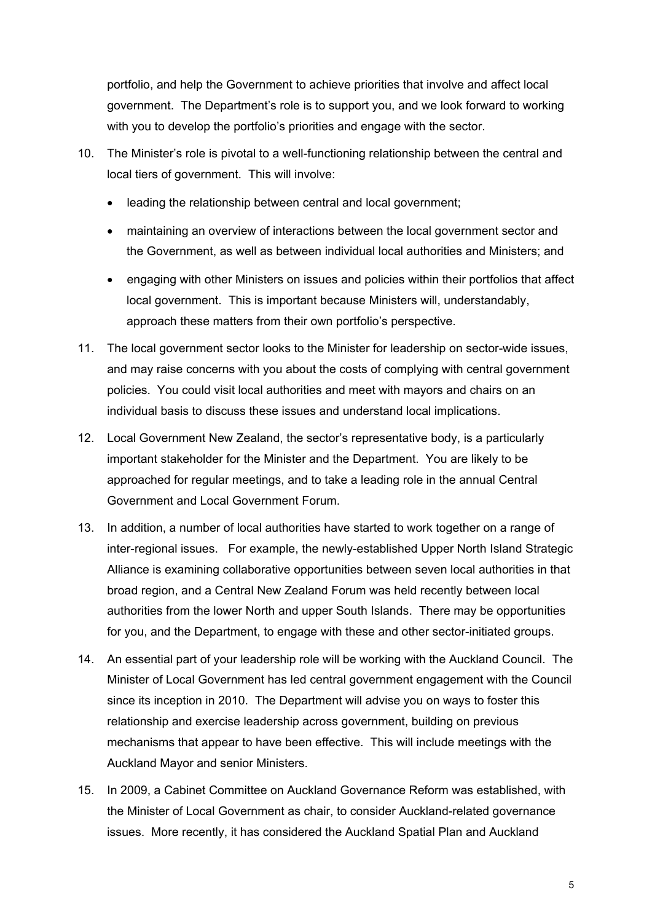portfolio, and help the Government to achieve priorities that involve and affect local government. The Department's role is to support you, and we look forward to working with you to develop the portfolio's priorities and engage with the sector.

10. The Minister's role is pivotal to a well-functioning relationship between the central and local tiers of government. This will involve:

    - leading the relationship between central and local government;
    - maintaining an overview of interactions between the local government sector and the Government, as well as between individual local authorities and Ministers; and
    - engaging with other Ministers on issues and policies within their portfolios that affect local government. This is important because Ministers will, understandably, approach these matters from their own portfolio's perspective.

11. The local government sector looks to the Minister for leadership on sector-wide issues, and may raise concerns with you about the costs of complying with central government policies. You could visit local authorities and meet with mayors and chairs on an individual basis to discuss these issues and understand local implications.

12. Local Government New Zealand, the sector's representative body, is a particularly important stakeholder for the Minister and the Department. You are likely to be approached for regular meetings, and to take a leading role in the annual Central Government and Local Government Forum.

13. In addition, a number of local authorities have started to work together on a range of inter-regional issues. For example, the newly-established Upper North Island Strategic Alliance is examining collaborative opportunities between seven local authorities in that broad region, and a Central New Zealand Forum was held recently between local authorities from the lower North and upper South Islands. There may be opportunities for you, and the Department, to engage with these and other sector-initiated groups.

14. An essential part of your leadership role will be working with the Auckland Council. The Minister of Local Government has led central government engagement with the Council since its inception in 2010. The Department will advise you on ways to foster this relationship and exercise leadership across government, building on previous mechanisms that appear to have been effective. This will include meetings with the Auckland Mayor and senior Ministers.

15. In 2009, a Cabinet Committee on Auckland Governance Reform was established, with the Minister of Local Government as chair, to consider Auckland-related governance issues. More recently, it has considered the Auckland Spatial Plan and Auckland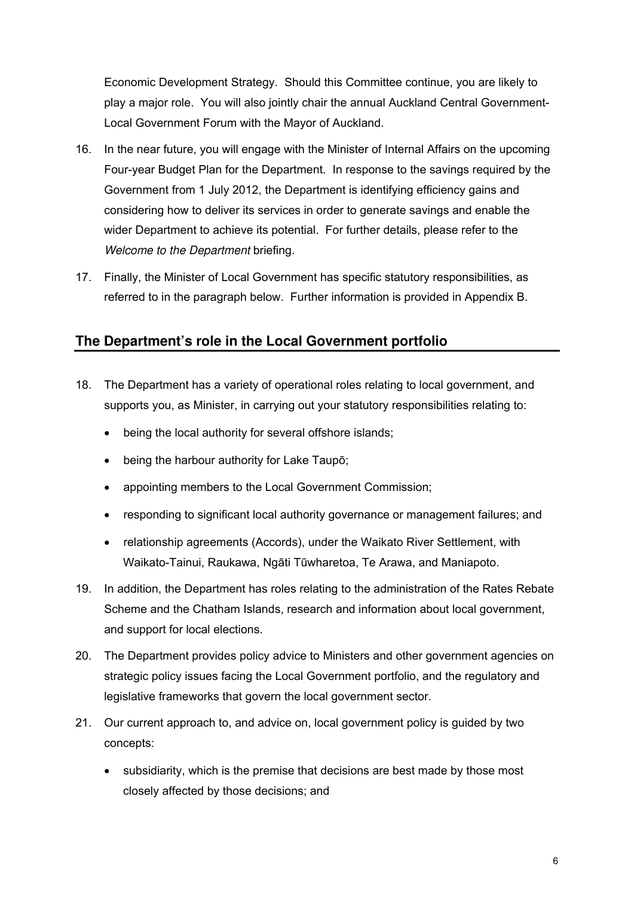Economic Development Strategy. Should this Committee continue, you are likely to play a major role. You will also jointly chair the annual Auckland Central Government-Local Government Forum with the Mayor of Auckland.

16. In the near future, you will engage with the Minister of Internal Affairs on the upcoming Four-year Budget Plan for the Department. In response to the savings required by the Government from 1 July 2012, the Department is identifying efficiency gains and considering how to deliver its services in order to generate savings and enable the wider Department to achieve its potential. For further details, please refer to the *Welcome to the Department* briefing.

17. Finally, the Minister of Local Government has specific statutory responsibilities, as referred to in the paragraph below. Further information is provided in Appendix B.

## The Department's role in the Local Government portfolio

18. The Department has a variety of operational roles relating to local government, and supports you, as Minister, in carrying out your statutory responsibilities relating to:

    - being the local authority for several offshore islands;
    - being the harbour authority for Lake Taupō;
    - appointing members to the Local Government Commission;
    - responding to significant local authority governance or management failures; and
    - relationship agreements (Accords), under the Waikato River Settlement, with Waikato-Tainui, Raukawa, Ngāti Tūwharetoa, Te Arawa, and Maniapoto.

19. In addition, the Department has roles relating to the administration of the Rates Rebate Scheme and the Chatham Islands, research and information about local government, and support for local elections.

20. The Department provides policy advice to Ministers and other government agencies on strategic policy issues facing the Local Government portfolio, and the regulatory and legislative frameworks that govern the local government sector.

21. Our current approach to, and advice on, local government policy is guided by two concepts:

    - subsidiarity, which is the premise that decisions are best made by those most closely affected by those decisions; and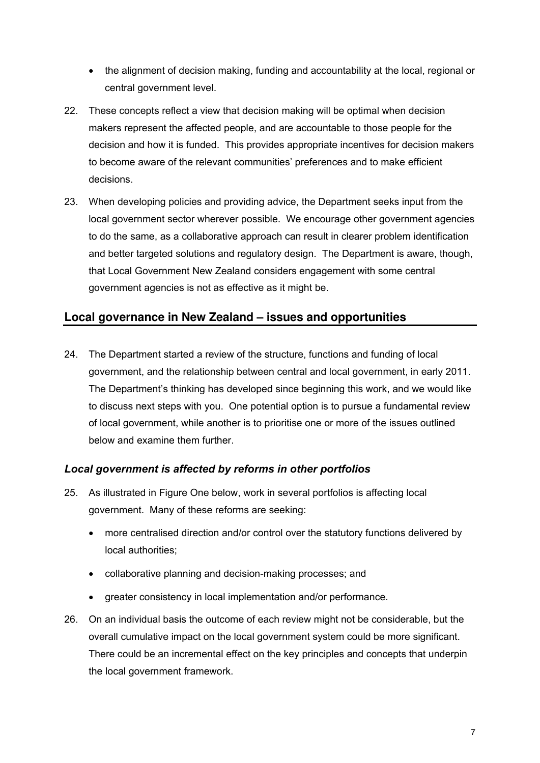- the alignment of decision making, funding and accountability at the local, regional or central government level.

22. These concepts reflect a view that decision making will be optimal when decision makers represent the affected people, and are accountable to those people for the decision and how it is funded. This provides appropriate incentives for decision makers to become aware of the relevant communities' preferences and to make efficient decisions.

23. When developing policies and providing advice, the Department seeks input from the local government sector wherever possible. We encourage other government agencies to do the same, as a collaborative approach can result in clearer problem identification and better targeted solutions and regulatory design. The Department is aware, though, that Local Government New Zealand considers engagement with some central government agencies is not as effective as it might be.

## Local governance in New Zealand – issues and opportunities

24. The Department started a review of the structure, functions and funding of local government, and the relationship between central and local government, in early 2011. The Department's thinking has developed since beginning this work, and we would like to discuss next steps with you. One potential option is to pursue a fundamental review of local government, while another is to prioritise one or more of the issues outlined below and examine them further.

### *Local government is affected by reforms in other portfolios*

25. As illustrated in Figure One below, work in several portfolios is affecting local government. Many of these reforms are seeking:

    - more centralised direction and/or control over the statutory functions delivered by local authorities;
    - collaborative planning and decision-making processes; and
    - greater consistency in local implementation and/or performance.

26. On an individual basis the outcome of each review might not be considerable, but the overall cumulative impact on the local government system could be more significant. There could be an incremental effect on the key principles and concepts that underpin the local government framework.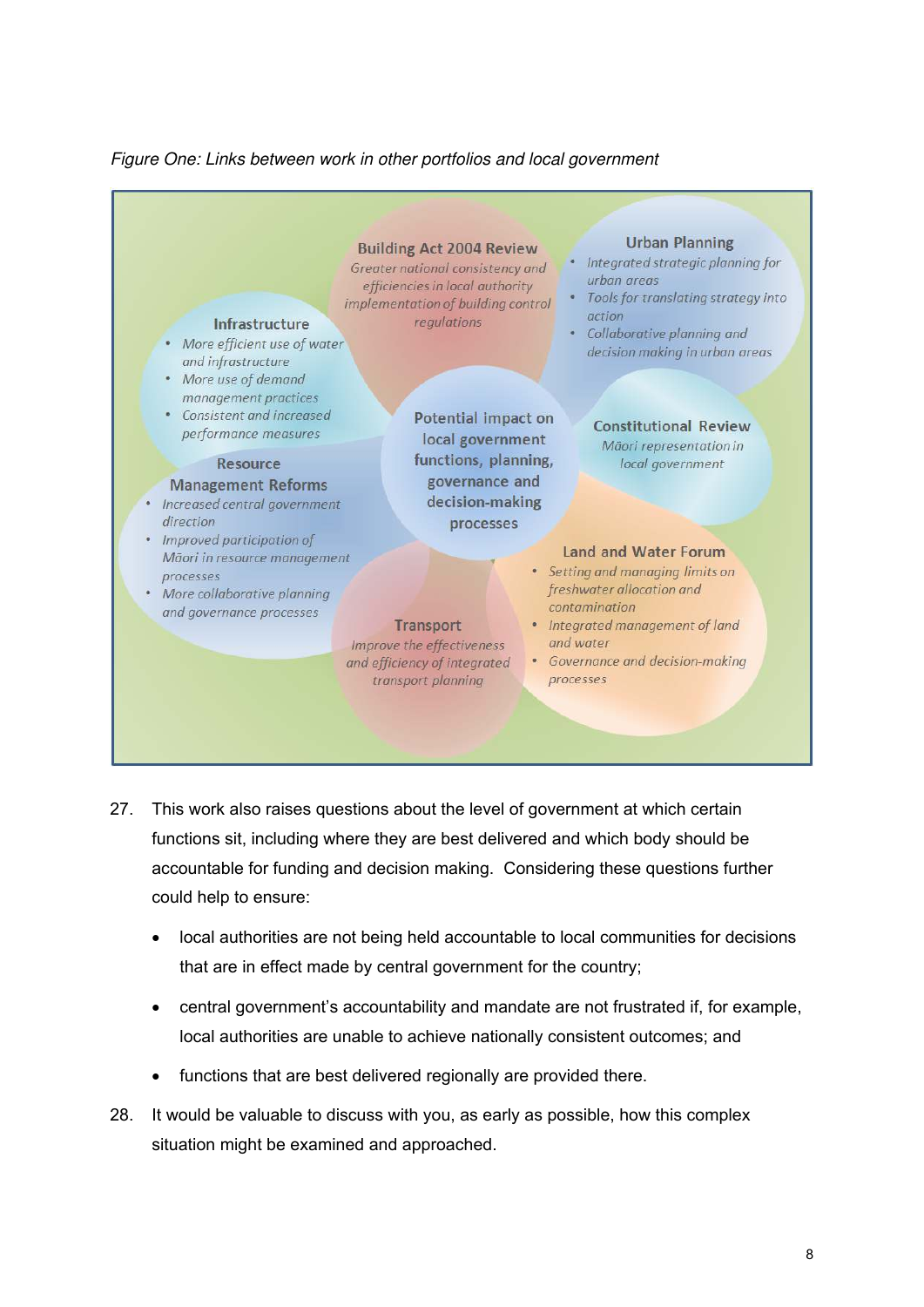*Figure One: Links between work in other portfolios and local government*

**Building Act 2004 Review**
*Greater national consistency and efficiencies in local authority implementation of building control regulations*

**Urban Planning**
- *Integrated strategic planning for urban areas*
- *Tools for translating strategy into action*
- *Collaborative planning and decision making in urban areas*

**Infrastructure**
- *More efficient use of water and infrastructure*
- *More use of demand management practices*
- *Consistent and increased performance measures*

**Potential impact on local government functions, planning, governance and decision-making processes**

**Constitutional Review**
*Māori representation in local government*

**Resource Management Reforms**
- *Increased central government direction*
- *Improved participation of Māori in resource management processes*
- *More collaborative planning and governance processes*

**Land and Water Forum**
- *Setting and managing limits on freshwater allocation and contamination*
- *Integrated management of land and water*
- *Governance and decision-making processes*

**Transport**
*Improve the effectiveness and efficiency of integrated transport planning*

27. This work also raises questions about the level of government at which certain functions sit, including where they are best delivered and which body should be accountable for funding and decision making. Considering these questions further could help to ensure:

    - local authorities are not being held accountable to local communities for decisions that are in effect made by central government for the country;
    - central government's accountability and mandate are not frustrated if, for example, local authorities are unable to achieve nationally consistent outcomes; and
    - functions that are best delivered regionally are provided there.

28. It would be valuable to discuss with you, as early as possible, how this complex situation might be examined and approached.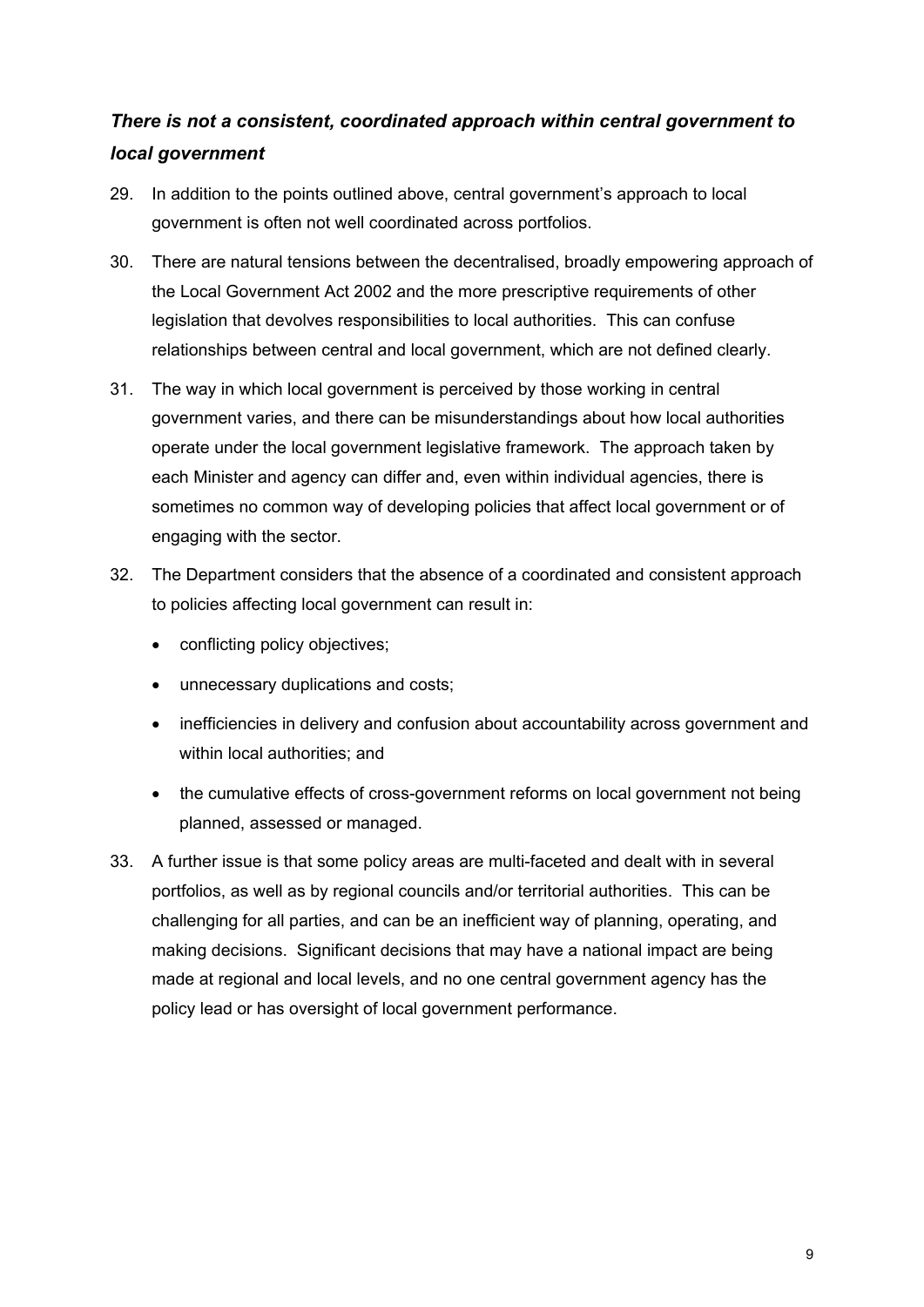### *There is not a consistent, coordinated approach within central government to local government*

29. In addition to the points outlined above, central government's approach to local government is often not well coordinated across portfolios.

30. There are natural tensions between the decentralised, broadly empowering approach of the Local Government Act 2002 and the more prescriptive requirements of other legislation that devolves responsibilities to local authorities. This can confuse relationships between central and local government, which are not defined clearly.

31. The way in which local government is perceived by those working in central government varies, and there can be misunderstandings about how local authorities operate under the local government legislative framework. The approach taken by each Minister and agency can differ and, even within individual agencies, there is sometimes no common way of developing policies that affect local government or of engaging with the sector.

32. The Department considers that the absence of a coordinated and consistent approach to policies affecting local government can result in:

    - conflicting policy objectives;
    - unnecessary duplications and costs;
    - inefficiencies in delivery and confusion about accountability across government and within local authorities; and
    - the cumulative effects of cross-government reforms on local government not being planned, assessed or managed.

33. A further issue is that some policy areas are multi-faceted and dealt with in several portfolios, as well as by regional councils and/or territorial authorities. This can be challenging for all parties, and can be an inefficient way of planning, operating, and making decisions. Significant decisions that may have a national impact are being made at regional and local levels, and no one central government agency has the policy lead or has oversight of local government performance.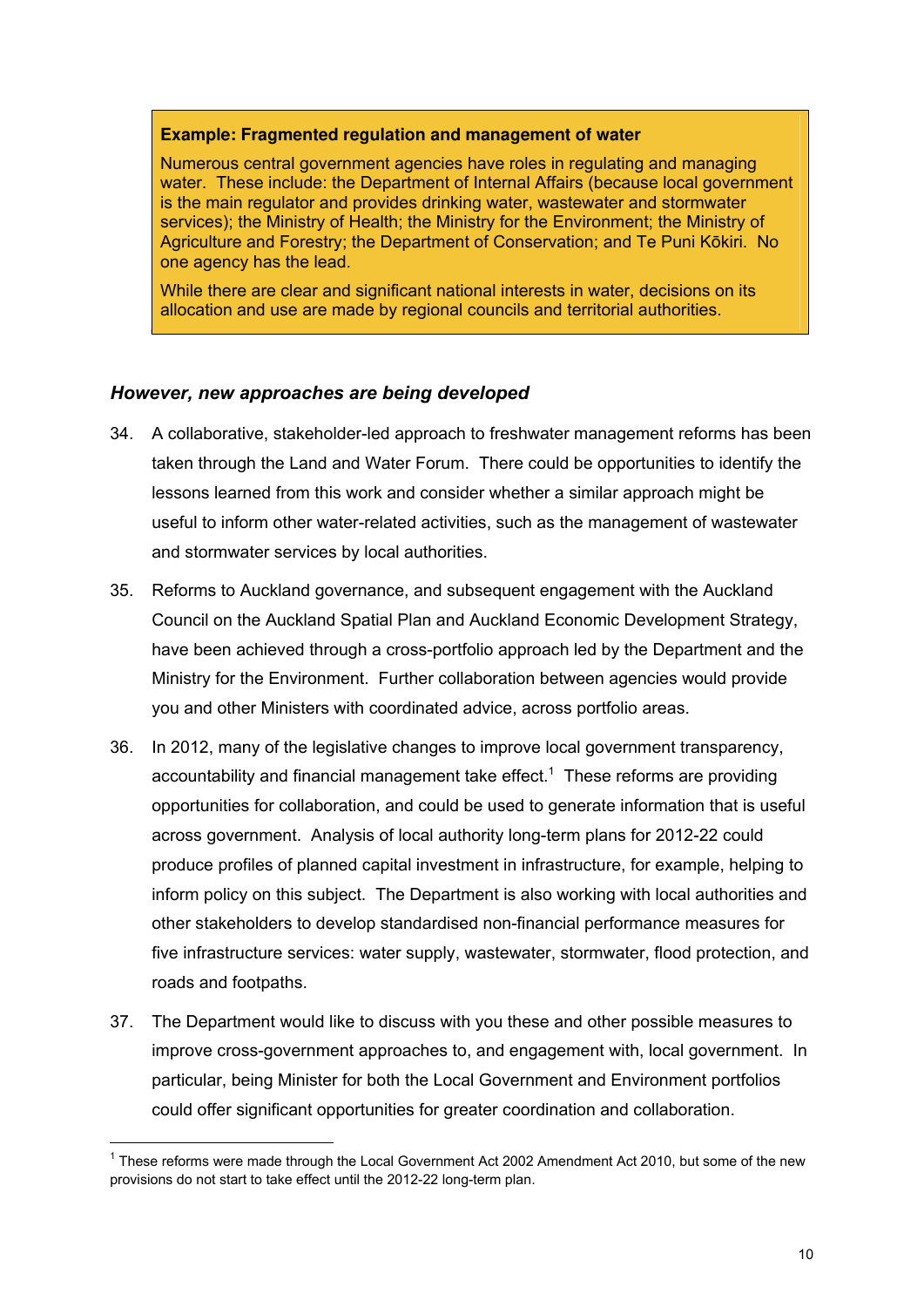> **Example: Fragmented regulation and management of water**
>
> Numerous central government agencies have roles in regulating and managing water. These include: the Department of Internal Affairs (because local government is the main regulator and provides drinking water, wastewater and stormwater services); the Ministry of Health; the Ministry for the Environment; the Ministry of Agriculture and Forestry; the Department of Conservation; and Te Puni Kōkiri. No one agency has the lead.
>
> While there are clear and significant national interests in water, decisions on its allocation and use are made by regional councils and territorial authorities.

### *However, new approaches are being developed*

34. A collaborative, stakeholder-led approach to freshwater management reforms has been taken through the Land and Water Forum. There could be opportunities to identify the lessons learned from this work and consider whether a similar approach might be useful to inform other water-related activities, such as the management of wastewater and stormwater services by local authorities.

35. Reforms to Auckland governance, and subsequent engagement with the Auckland Council on the Auckland Spatial Plan and Auckland Economic Development Strategy, have been achieved through a cross-portfolio approach led by the Department and the Ministry for the Environment. Further collaboration between agencies would provide you and other Ministers with coordinated advice, across portfolio areas.

36. In 2012, many of the legislative changes to improve local government transparency, accountability and financial management take effect.[1] These reforms are providing opportunities for collaboration, and could be used to generate information that is useful across government. Analysis of local authority long-term plans for 2012-22 could produce profiles of planned capital investment in infrastructure, for example, helping to inform policy on this subject. The Department is also working with local authorities and other stakeholders to develop standardised non-financial performance measures for five infrastructure services: water supply, wastewater, stormwater, flood protection, and roads and footpaths.

37. The Department would like to discuss with you these and other possible measures to improve cross-government approaches to, and engagement with, local government. In particular, being Minister for both the Local Government and Environment portfolios could offer significant opportunities for greater coordination and collaboration.

---

[1] These reforms were made through the Local Government Act 2002 Amendment Act 2010, but some of the new provisions do not start to take effect until the 2012-22 long-term plan.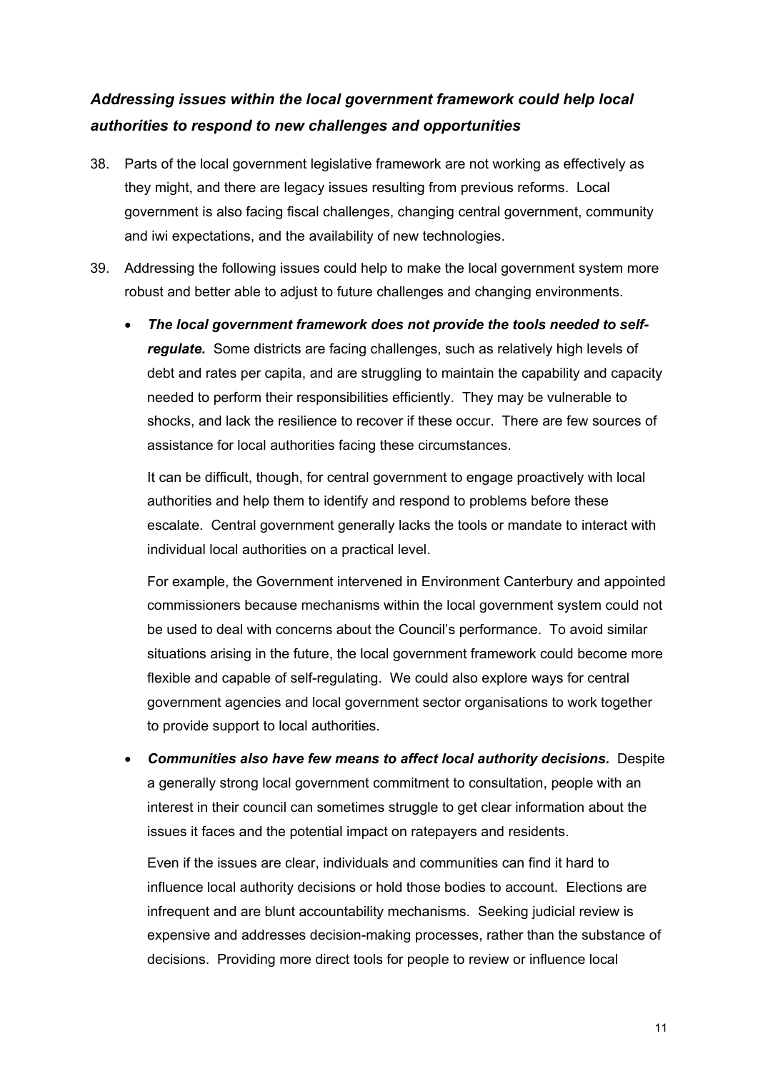### *Addressing issues within the local government framework could help local authorities to respond to new challenges and opportunities*

38. Parts of the local government legislative framework are not working as effectively as they might, and there are legacy issues resulting from previous reforms. Local government is also facing fiscal challenges, changing central government, community and iwi expectations, and the availability of new technologies.

39. Addressing the following issues could help to make the local government system more robust and better able to adjust to future challenges and changing environments.

   - ***The local government framework does not provide the tools needed to self-regulate.*** Some districts are facing challenges, such as relatively high levels of debt and rates per capita, and are struggling to maintain the capability and capacity needed to perform their responsibilities efficiently. They may be vulnerable to shocks, and lack the resilience to recover if these occur. There are few sources of assistance for local authorities facing these circumstances.

     It can be difficult, though, for central government to engage proactively with local authorities and help them to identify and respond to problems before these escalate. Central government generally lacks the tools or mandate to interact with individual local authorities on a practical level.

     For example, the Government intervened in Environment Canterbury and appointed commissioners because mechanisms within the local government system could not be used to deal with concerns about the Council's performance. To avoid similar situations arising in the future, the local government framework could become more flexible and capable of self-regulating. We could also explore ways for central government agencies and local government sector organisations to work together to provide support to local authorities.

   - ***Communities also have few means to affect local authority decisions.*** Despite a generally strong local government commitment to consultation, people with an interest in their council can sometimes struggle to get clear information about the issues it faces and the potential impact on ratepayers and residents.

     Even if the issues are clear, individuals and communities can find it hard to influence local authority decisions or hold those bodies to account. Elections are infrequent and are blunt accountability mechanisms. Seeking judicial review is expensive and addresses decision-making processes, rather than the substance of decisions. Providing more direct tools for people to review or influence local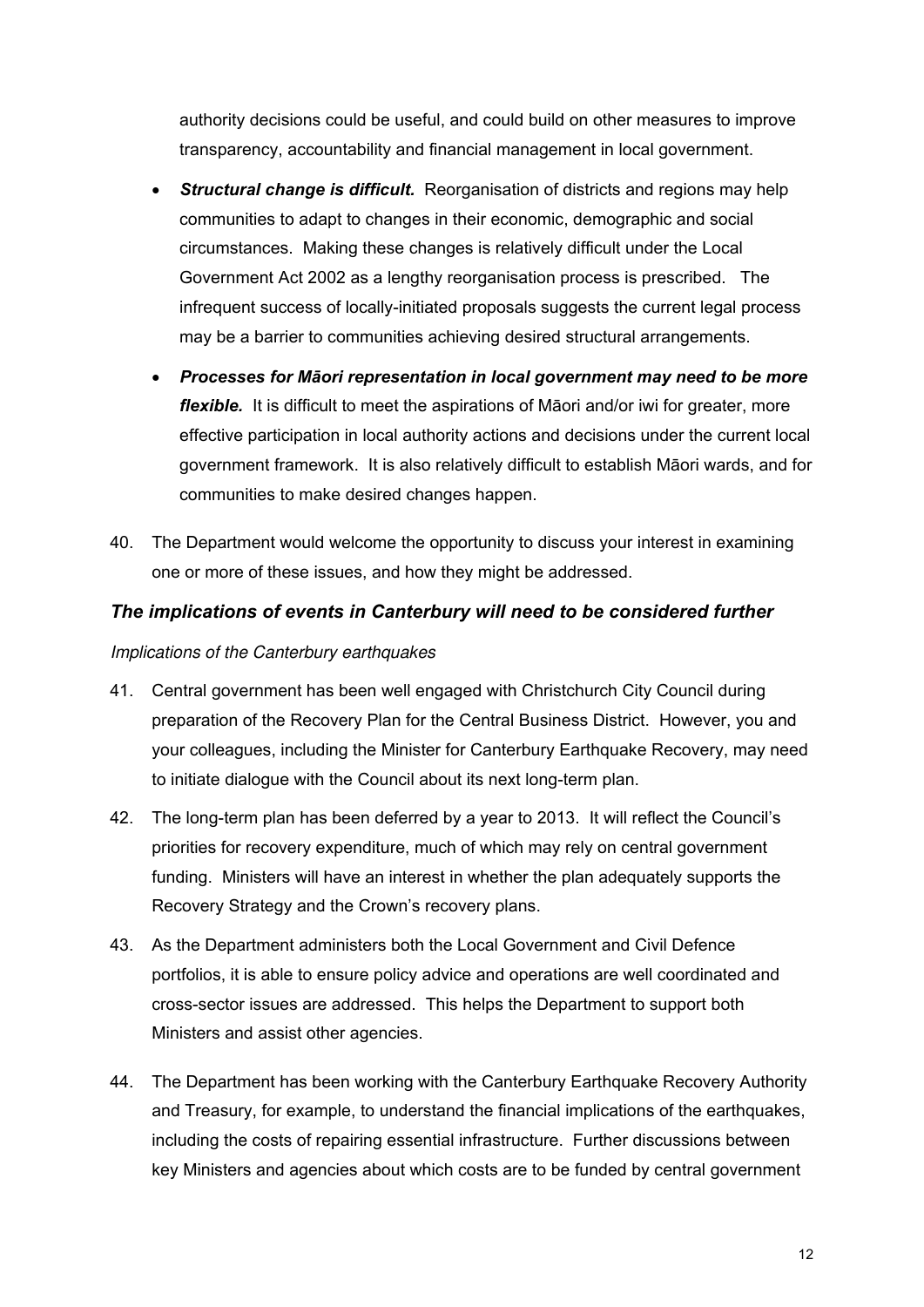authority decisions could be useful, and could build on other measures to improve transparency, accountability and financial management in local government.

- ***Structural change is difficult.*** Reorganisation of districts and regions may help communities to adapt to changes in their economic, demographic and social circumstances. Making these changes is relatively difficult under the Local Government Act 2002 as a lengthy reorganisation process is prescribed. The infrequent success of locally-initiated proposals suggests the current legal process may be a barrier to communities achieving desired structural arrangements.

- ***Processes for Māori representation in local government may need to be more flexible.*** It is difficult to meet the aspirations of Māori and/or iwi for greater, more effective participation in local authority actions and decisions under the current local government framework. It is also relatively difficult to establish Māori wards, and for communities to make desired changes happen.

40. The Department would welcome the opportunity to discuss your interest in examining one or more of these issues, and how they might be addressed.

### *The implications of events in Canterbury will need to be considered further*

*Implications of the Canterbury earthquakes*

41. Central government has been well engaged with Christchurch City Council during preparation of the Recovery Plan for the Central Business District. However, you and your colleagues, including the Minister for Canterbury Earthquake Recovery, may need to initiate dialogue with the Council about its next long-term plan.

42. The long-term plan has been deferred by a year to 2013. It will reflect the Council's priorities for recovery expenditure, much of which may rely on central government funding. Ministers will have an interest in whether the plan adequately supports the Recovery Strategy and the Crown's recovery plans.

43. As the Department administers both the Local Government and Civil Defence portfolios, it is able to ensure policy advice and operations are well coordinated and cross-sector issues are addressed. This helps the Department to support both Ministers and assist other agencies.

44. The Department has been working with the Canterbury Earthquake Recovery Authority and Treasury, for example, to understand the financial implications of the earthquakes, including the costs of repairing essential infrastructure. Further discussions between key Ministers and agencies about which costs are to be funded by central government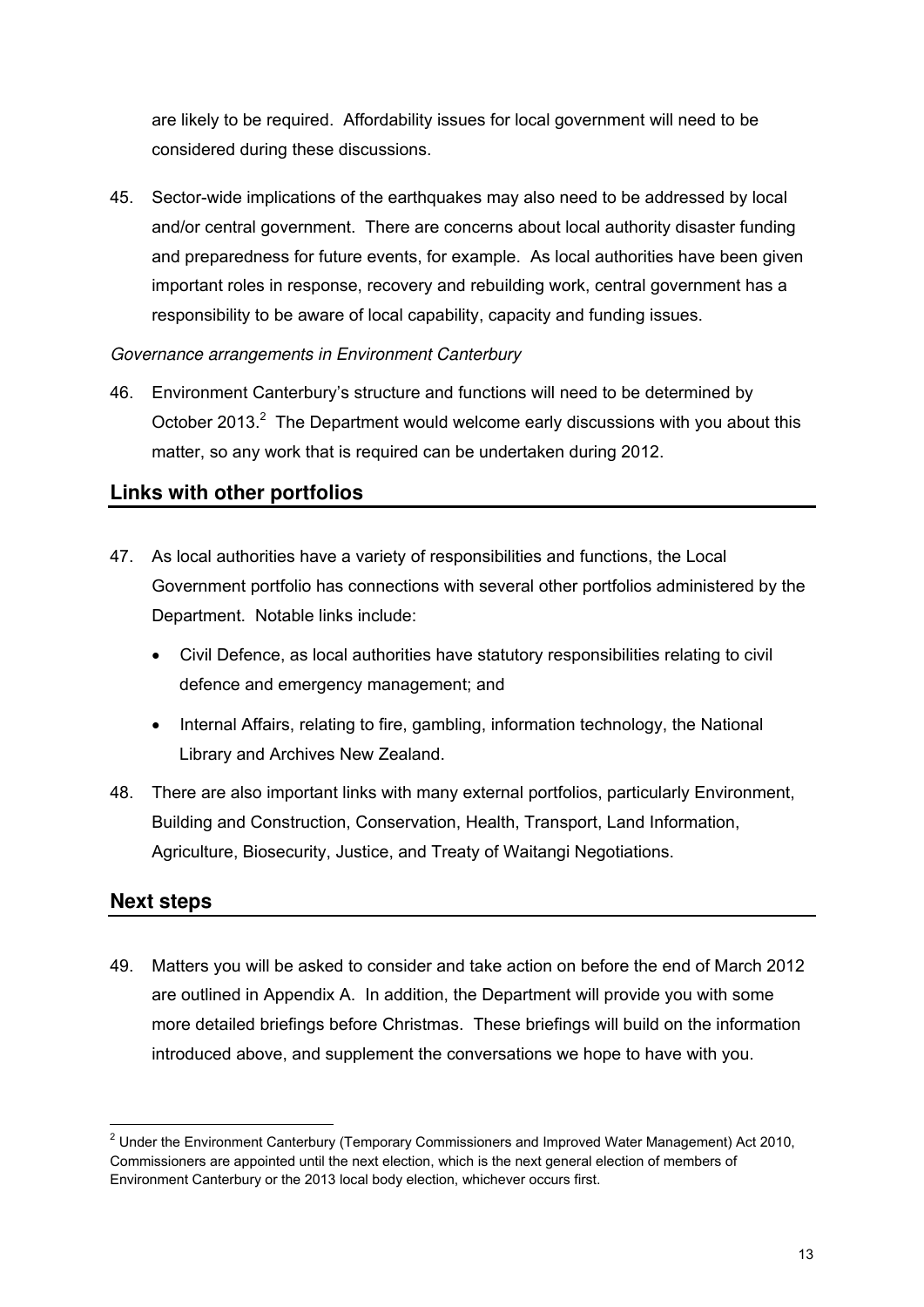are likely to be required. Affordability issues for local government will need to be considered during these discussions.

45. Sector-wide implications of the earthquakes may also need to be addressed by local and/or central government. There are concerns about local authority disaster funding and preparedness for future events, for example. As local authorities have been given important roles in response, recovery and rebuilding work, central government has a responsibility to be aware of local capability, capacity and funding issues.

*Governance arrangements in Environment Canterbury*

46. Environment Canterbury's structure and functions will need to be determined by October 2013.[2] The Department would welcome early discussions with you about this matter, so any work that is required can be undertaken during 2012.

## Links with other portfolios

47. As local authorities have a variety of responsibilities and functions, the Local Government portfolio has connections with several other portfolios administered by the Department. Notable links include:

    - Civil Defence, as local authorities have statutory responsibilities relating to civil defence and emergency management; and
    - Internal Affairs, relating to fire, gambling, information technology, the National Library and Archives New Zealand.

48. There are also important links with many external portfolios, particularly Environment, Building and Construction, Conservation, Health, Transport, Land Information, Agriculture, Biosecurity, Justice, and Treaty of Waitangi Negotiations.

## Next steps

49. Matters you will be asked to consider and take action on before the end of March 2012 are outlined in Appendix A. In addition, the Department will provide you with some more detailed briefings before Christmas. These briefings will build on the information introduced above, and supplement the conversations we hope to have with you.

[2] Under the Environment Canterbury (Temporary Commissioners and Improved Water Management) Act 2010, Commissioners are appointed until the next election, which is the next general election of members of Environment Canterbury or the 2013 local body election, whichever occurs first.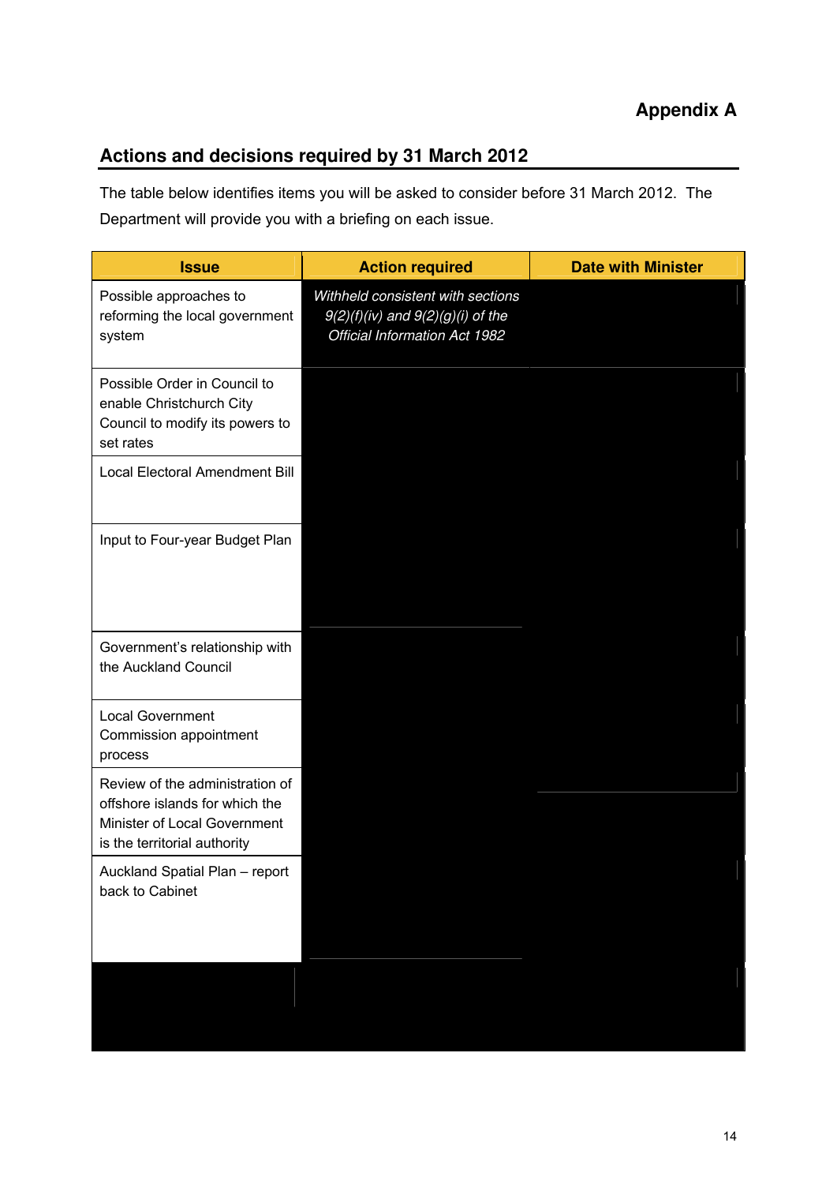# Appendix A

## Actions and decisions required by 31 March 2012

The table below identifies items you will be asked to consider before 31 March 2012. The Department will provide you with a briefing on each issue.

| Issue | Action required | Date with Minister |
|---|---|---|
| Possible approaches to reforming the local government system | *Withheld consistent with sections 9(2)(f)(iv) and 9(2)(g)(i) of the Official Information Act 1982* | |
| Possible Order in Council to enable Christchurch City Council to modify its powers to set rates | | |
| Local Electoral Amendment Bill | | |
| Input to Four-year Budget Plan | | |
| Government's relationship with the Auckland Council | | |
| Local Government Commission appointment process | | |
| Review of the administration of offshore islands for which the Minister of Local Government is the territorial authority | | |
| Auckland Spatial Plan – report back to Cabinet | | |
| | | |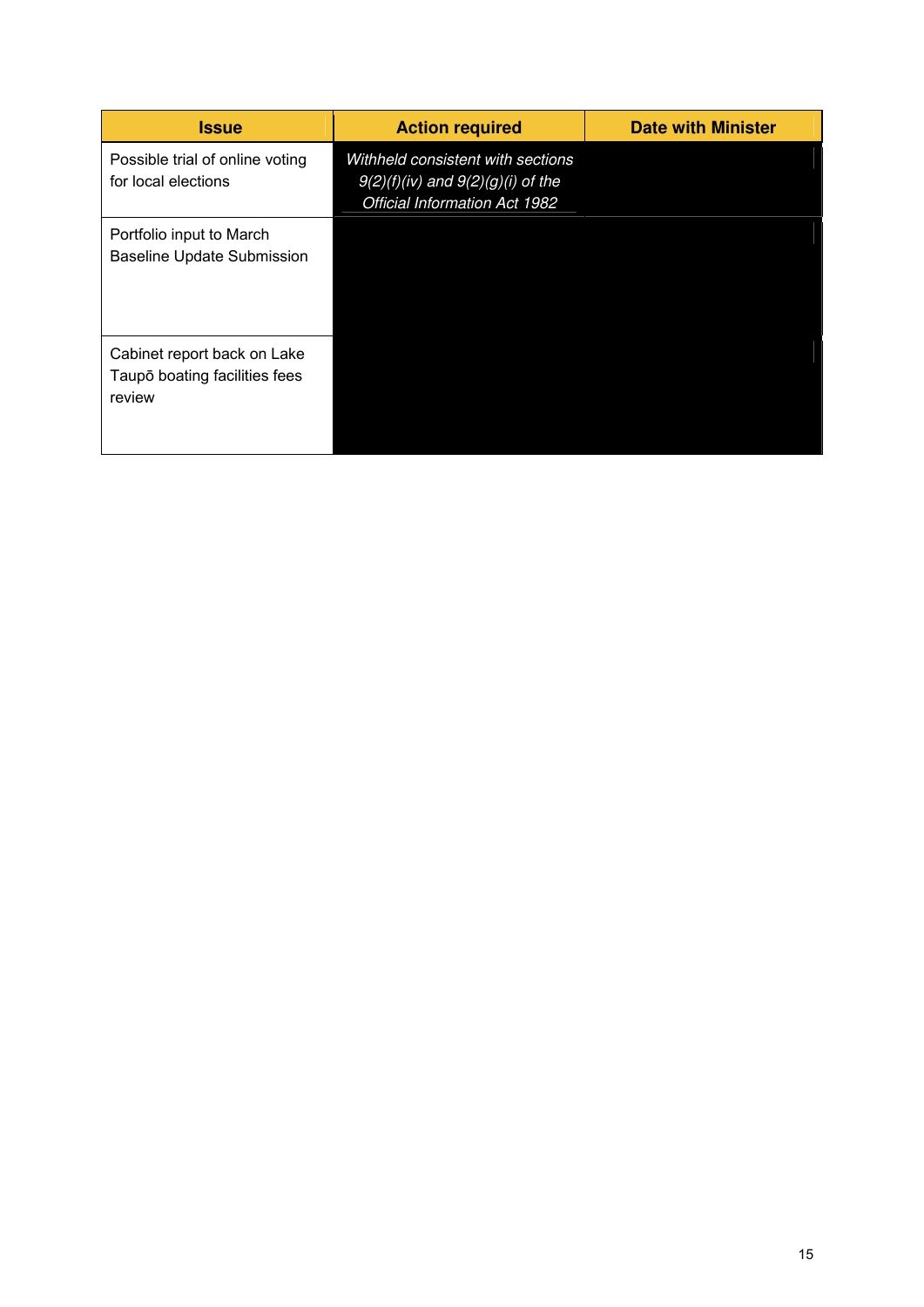| Issue | Action required | Date with Minister |
| --- | --- | --- |
| Possible trial of online voting for local elections | *Withheld consistent with sections 9(2)(f)(iv) and 9(2)(g)(i) of the Official Information Act 1982* | |
| Portfolio input to March Baseline Update Submission | | |
| Cabinet report back on Lake Taupō boating facilities fees review | | |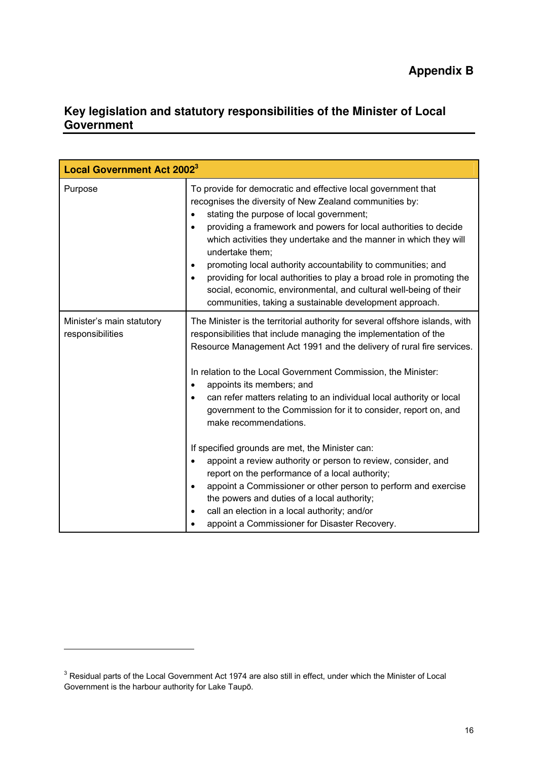# Appendix B

## Key legislation and statutory responsibilities of the Minister of Local Government

| **Local Government Act 2002**[3] | |
|---|---|
| Purpose | To provide for democratic and effective local government that recognises the diversity of New Zealand communities by:<br>• stating the purpose of local government;<br>• providing a framework and powers for local authorities to decide which activities they undertake and the manner in which they will undertake them;<br>• promoting local authority accountability to communities; and<br>• providing for local authorities to play a broad role in promoting the social, economic, environmental, and cultural well-being of their communities, taking a sustainable development approach. |
| Minister's main statutory responsibilities | The Minister is the territorial authority for several offshore islands, with responsibilities that include managing the implementation of the Resource Management Act 1991 and the delivery of rural fire services.<br><br>In relation to the Local Government Commission, the Minister:<br>• appoints its members; and<br>• can refer matters relating to an individual local authority or local government to the Commission for it to consider, report on, and make recommendations.<br><br>If specified grounds are met, the Minister can:<br>• appoint a review authority or person to review, consider, and report on the performance of a local authority;<br>• appoint a Commissioner or other person to perform and exercise the powers and duties of a local authority;<br>• call an election in a local authority; and/or<br>• appoint a Commissioner for Disaster Recovery. |

[3] Residual parts of the Local Government Act 1974 are also still in effect, under which the Minister of Local Government is the harbour authority for Lake Taupō.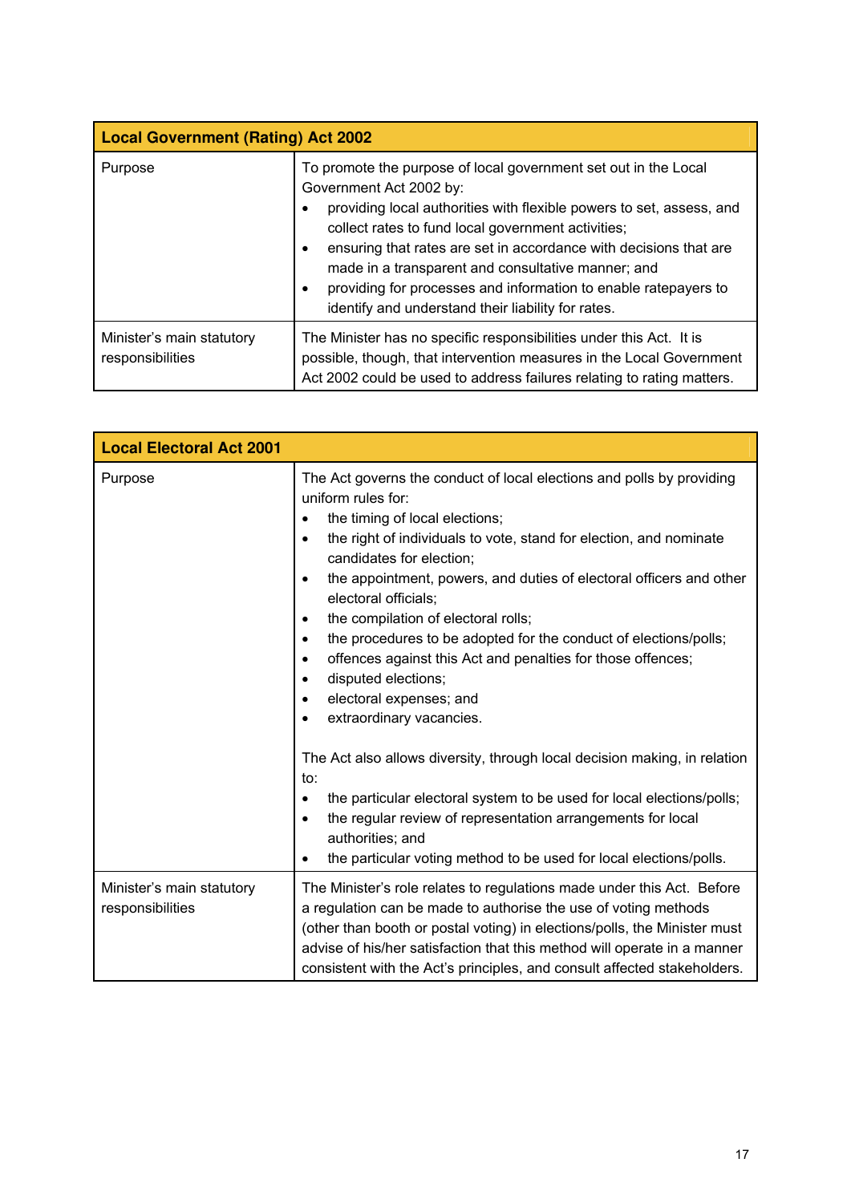| Local Government (Rating) Act 2002 | |
|---|---|
| Purpose | To promote the purpose of local government set out in the Local Government Act 2002 by:<br>• providing local authorities with flexible powers to set, assess, and collect rates to fund local government activities;<br>• ensuring that rates are set in accordance with decisions that are made in a transparent and consultative manner; and<br>• providing for processes and information to enable ratepayers to identify and understand their liability for rates. |
| Minister's main statutory responsibilities | The Minister has no specific responsibilities under this Act. It is possible, though, that intervention measures in the Local Government Act 2002 could be used to address failures relating to rating matters. |

| Local Electoral Act 2001 | |
|---|---|
| Purpose | The Act governs the conduct of local elections and polls by providing uniform rules for:<br>• the timing of local elections;<br>• the right of individuals to vote, stand for election, and nominate candidates for election;<br>• the appointment, powers, and duties of electoral officers and other electoral officials;<br>• the compilation of electoral rolls;<br>• the procedures to be adopted for the conduct of elections/polls;<br>• offences against this Act and penalties for those offences;<br>• disputed elections;<br>• electoral expenses; and<br>• extraordinary vacancies.<br><br>The Act also allows diversity, through local decision making, in relation to:<br>• the particular electoral system to be used for local elections/polls;<br>• the regular review of representation arrangements for local authorities; and<br>• the particular voting method to be used for local elections/polls. |
| Minister's main statutory responsibilities | The Minister's role relates to regulations made under this Act. Before a regulation can be made to authorise the use of voting methods (other than booth or postal voting) in elections/polls, the Minister must advise of his/her satisfaction that this method will operate in a manner consistent with the Act's principles, and consult affected stakeholders. |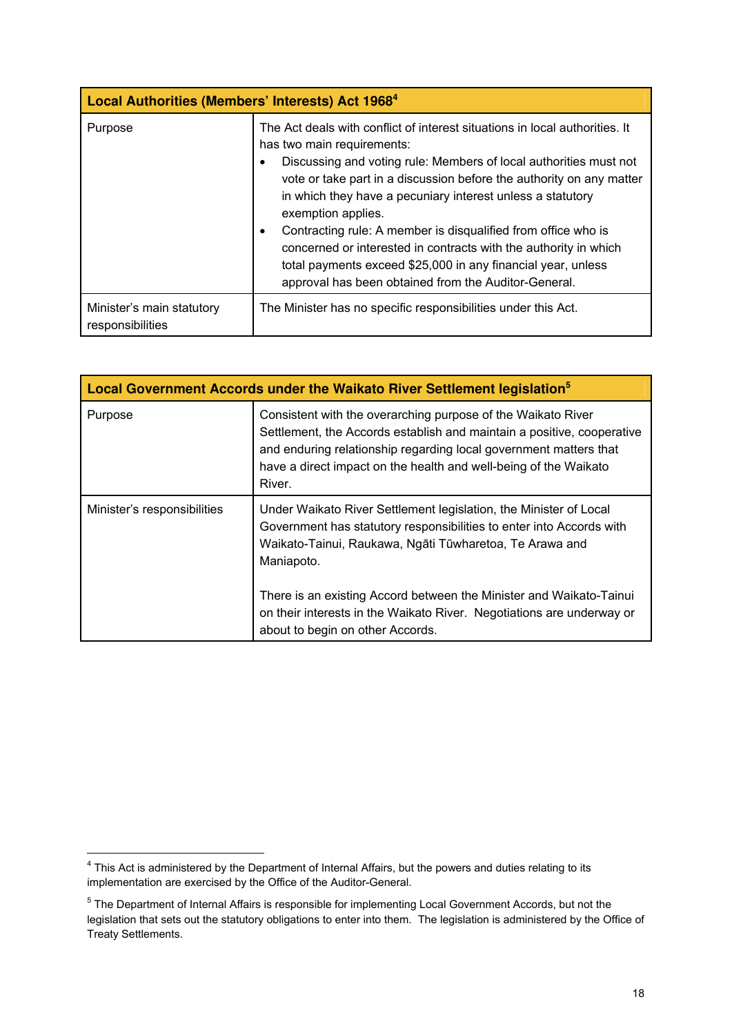| Local Authorities (Members' Interests) Act 1968[4] | |
|---|---|
| Purpose | The Act deals with conflict of interest situations in local authorities. It has two main requirements:<br>• Discussing and voting rule: Members of local authorities must not vote or take part in a discussion before the authority on any matter in which they have a pecuniary interest unless a statutory exemption applies.<br>• Contracting rule: A member is disqualified from office who is concerned or interested in contracts with the authority in which total payments exceed $25,000 in any financial year, unless approval has been obtained from the Auditor-General. |
| Minister's main statutory responsibilities | The Minister has no specific responsibilities under this Act. |

| Local Government Accords under the Waikato River Settlement legislation[5] | |
|---|---|
| Purpose | Consistent with the overarching purpose of the Waikato River Settlement, the Accords establish and maintain a positive, cooperative and enduring relationship regarding local government matters that have a direct impact on the health and well-being of the Waikato River. |
| Minister's responsibilities | Under Waikato River Settlement legislation, the Minister of Local Government has statutory responsibilities to enter into Accords with Waikato-Tainui, Raukawa, Ngāti Tūwharetoa, Te Arawa and Maniapoto.<br><br>There is an existing Accord between the Minister and Waikato-Tainui on their interests in the Waikato River. Negotiations are underway or about to begin on other Accords. |

[4] This Act is administered by the Department of Internal Affairs, but the powers and duties relating to its implementation are exercised by the Office of the Auditor-General.

[5] The Department of Internal Affairs is responsible for implementing Local Government Accords, but not the legislation that sets out the statutory obligations to enter into them. The legislation is administered by the Office of Treaty Settlements.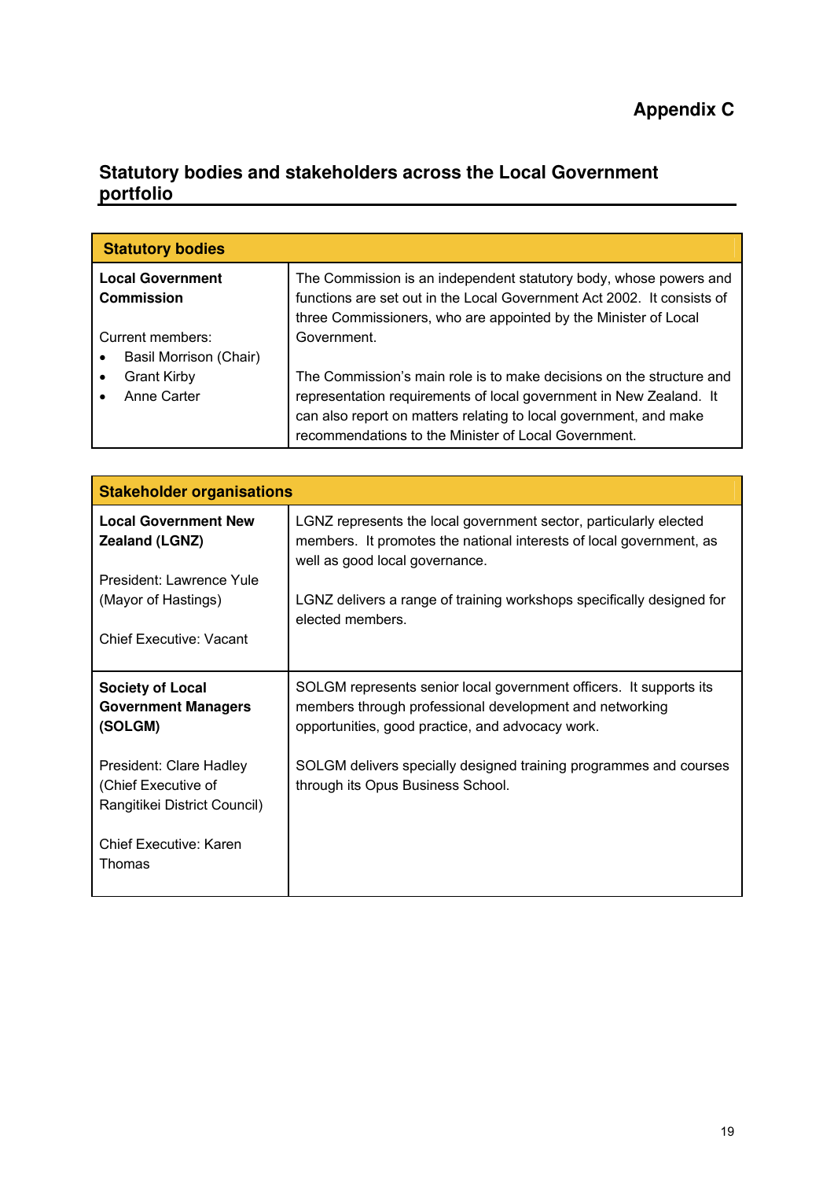# Appendix C

## Statistical bodies and stakeholders across the Local Government portfolio

| Statutory bodies | |
|---|---|
| **Local Government Commission**<br><br>Current members:<br>• Basil Morrison (Chair)<br>• Grant Kirby<br>• Anne Carter | The Commission is an independent statutory body, whose powers and functions are set out in the Local Government Act 2002. It consists of three Commissioners, who are appointed by the Minister of Local Government.<br><br>The Commission's main role is to make decisions on the structure and representation requirements of local government in New Zealand. It can also report on matters relating to local government, and make recommendations to the Minister of Local Government. |

| Stakeholder organisations | |
|---|---|
| **Local Government New Zealand (LGNZ)**<br><br>President: Lawrence Yule (Mayor of Hastings)<br><br>Chief Executive: Vacant | LGNZ represents the local government sector, particularly elected members. It promotes the national interests of local government, as well as good local governance.<br><br>LGNZ delivers a range of training workshops specifically designed for elected members. |
| **Society of Local Government Managers (SOLGM)**<br><br>President: Clare Hadley (Chief Executive of Rangitikei District Council)<br><br>Chief Executive: Karen Thomas | SOLGM represents senior local government officers. It supports its members through professional development and networking opportunities, good practice, and advocacy work.<br><br>SOLGM delivers specially designed training programmes and courses through its Opus Business School. |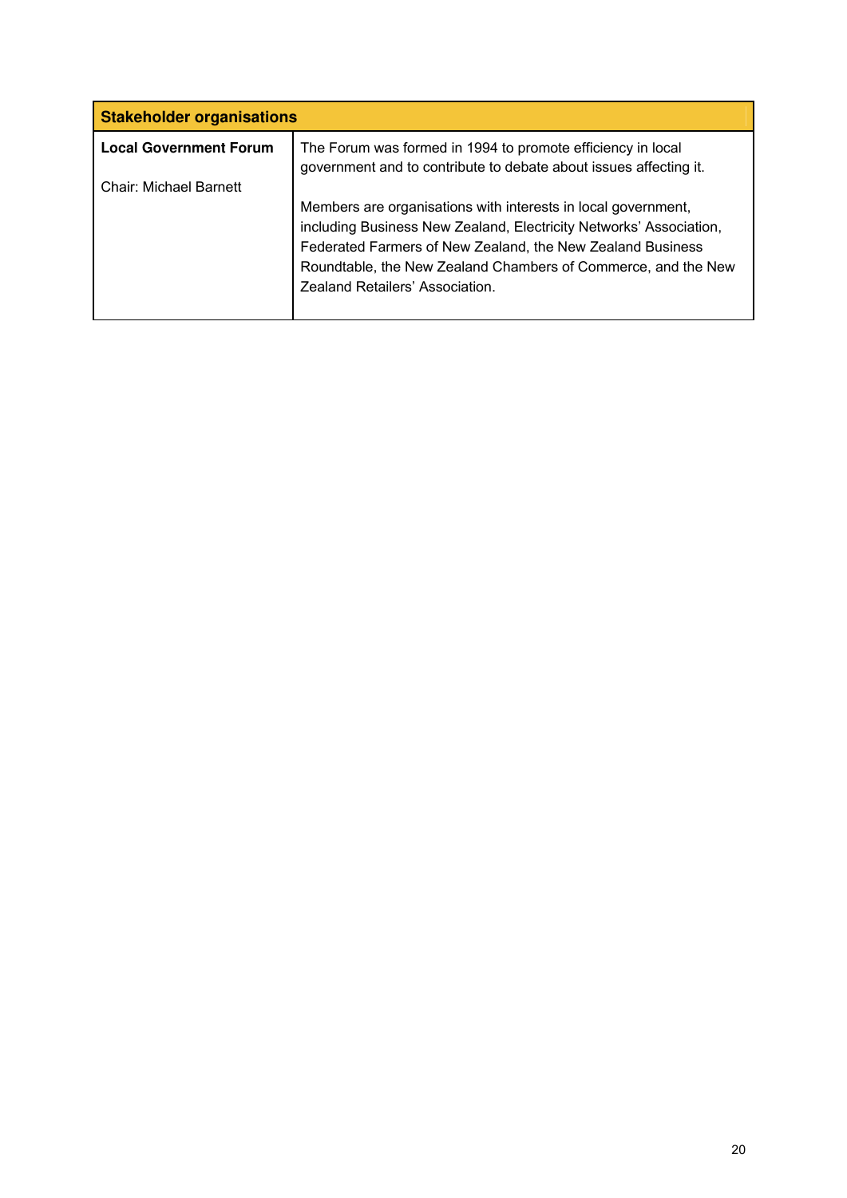| Stakeholder organisations | |
|---|---|
| **Local Government Forum**<br><br>Chair: Michael Barnett | The Forum was formed in 1994 to promote efficiency in local government and to contribute to debate about issues affecting it.<br><br>Members are organisations with interests in local government, including Business New Zealand, Electricity Networks' Association, Federated Farmers of New Zealand, the New Zealand Business Roundtable, the New Zealand Chambers of Commerce, and the New Zealand Retailers' Association. |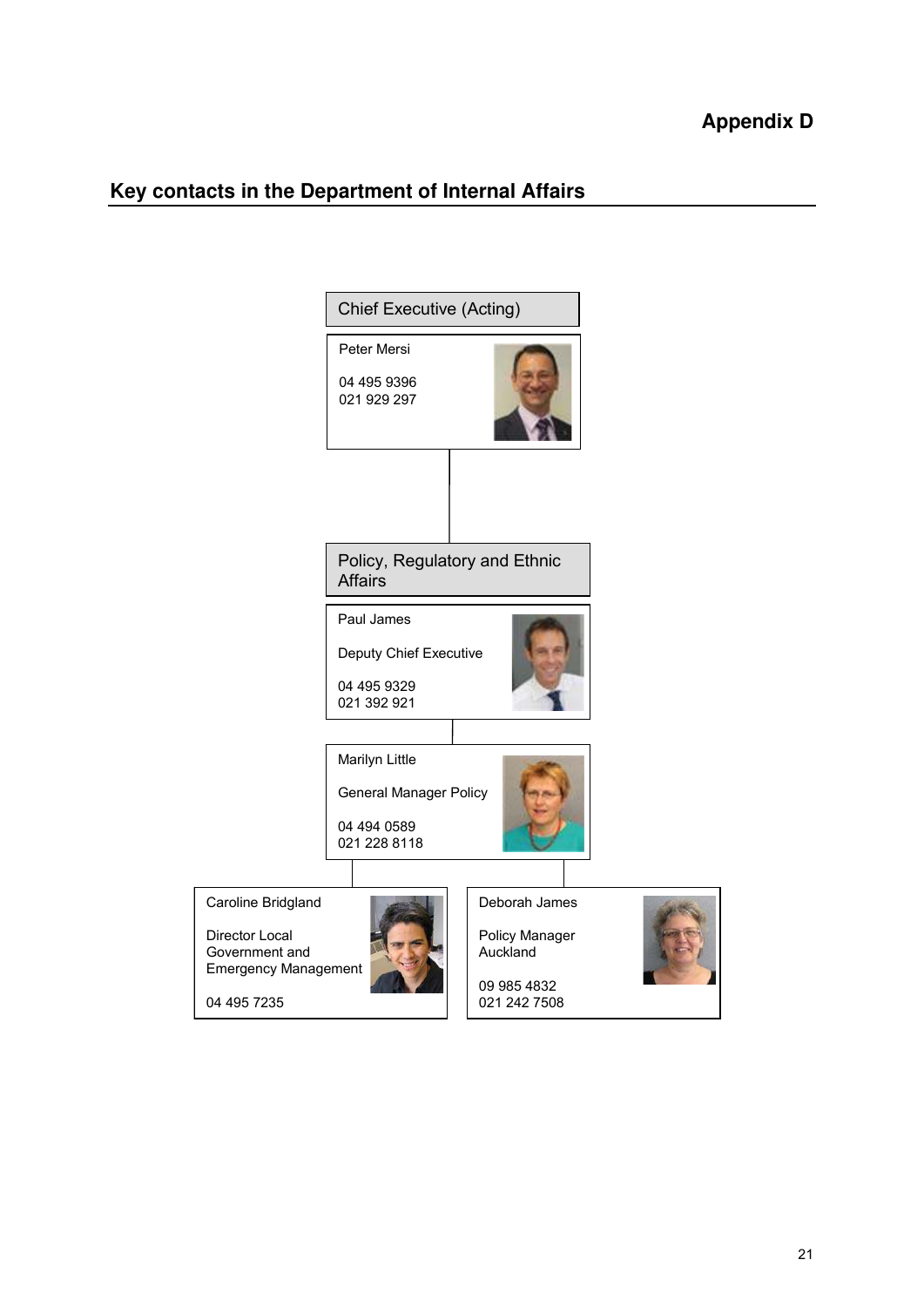**Appendix D**

## Key contacts in the Department of Internal Affairs

**Chief Executive (Acting)**

Peter Mersi

04 495 9396
021 929 297

**Policy, Regulatory and Ethnic Affairs**

Paul James

Deputy Chief Executive

04 495 9329
021 392 921

Marilyn Little

General Manager Policy

04 494 0589
021 228 8118

Caroline Bridgland

Director Local Government and Emergency Management

04 495 7235

Deborah James

Policy Manager Auckland

09 985 4832
021 242 7508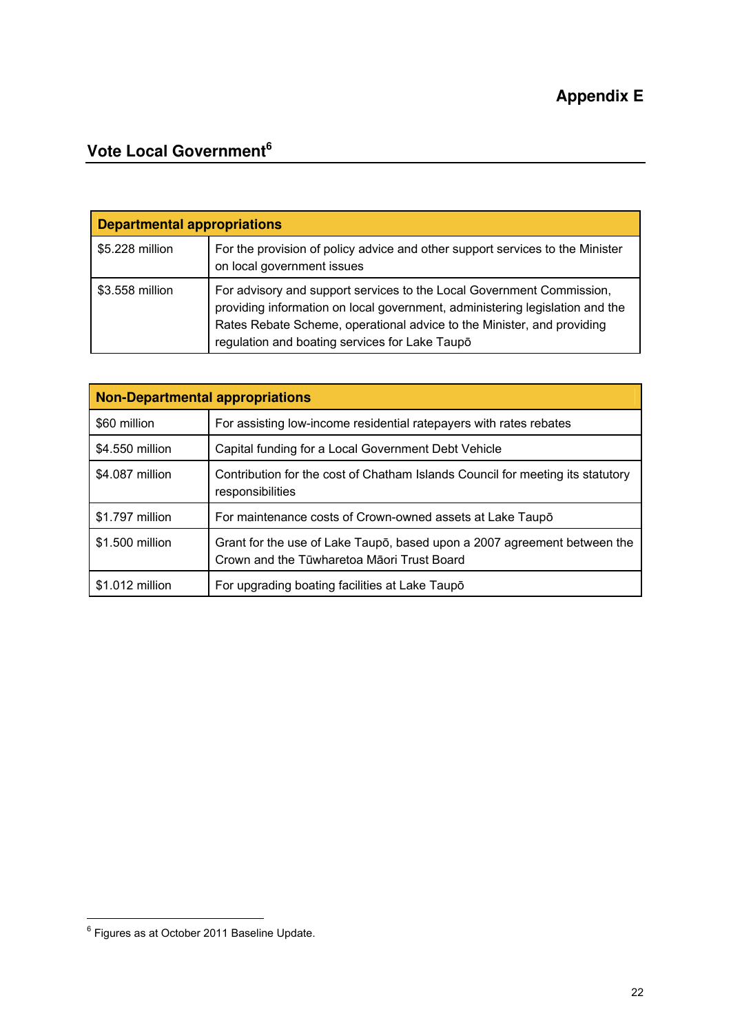# Appendix E

## Vote Local Government[6]

| Departmental appropriations | |
|---|---|
| $5.228 million | For the provision of policy advice and other support services to the Minister on local government issues |
| $3.558 million | For advisory and support services to the Local Government Commission, providing information on local government, administering legislation and the Rates Rebate Scheme, operational advice to the Minister, and providing regulation and boating services for Lake Taupō |

| Non-Departmental appropriations | |
|---|---|
| $60 million | For assisting low-income residential ratepayers with rates rebates |
| $4.550 million | Capital funding for a Local Government Debt Vehicle |
| $4.087 million | Contribution for the cost of Chatham Islands Council for meeting its statutory responsibilities |
| $1.797 million | For maintenance costs of Crown-owned assets at Lake Taupō |
| $1.500 million | Grant for the use of Lake Taupō, based upon a 2007 agreement between the Crown and the Tūwharetoa Māori Trust Board |
| $1.012 million | For upgrading boating facilities at Lake Taupō |

[6] Figures as at October 2011 Baseline Update.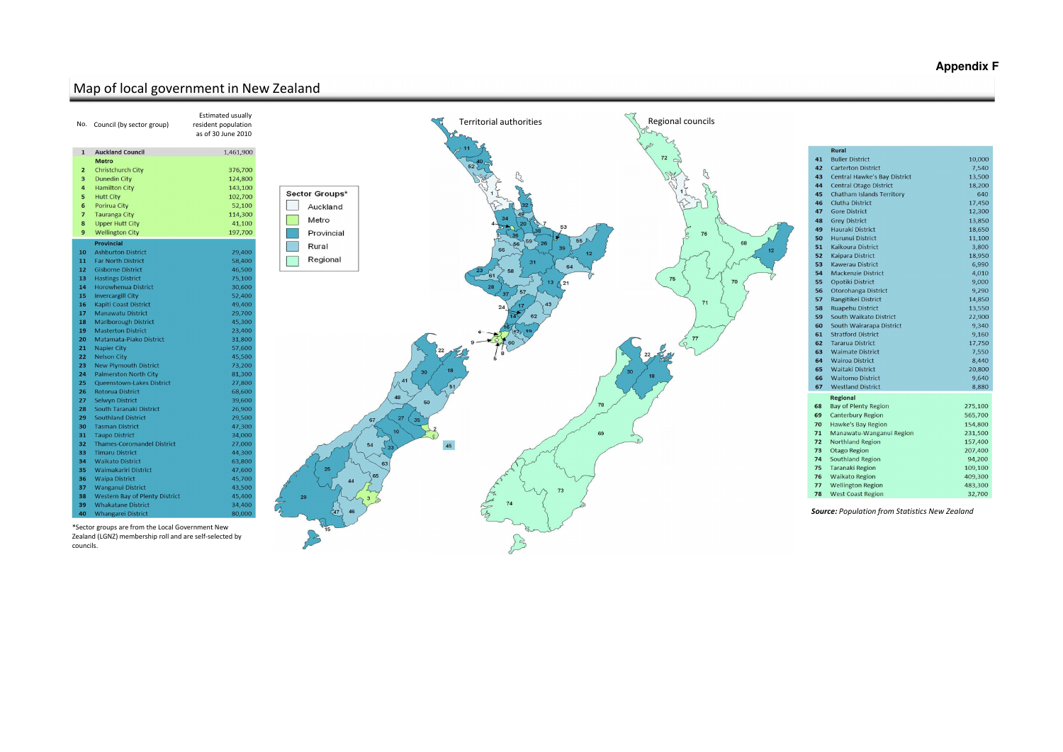**Appendix F**

# Map of local government in New Zealand

| No. | Council (by sector group) | Estimated usually resident population as of 30 June 2010 |
|---|---|---|
| 1 | **Auckland Council** | 1,461,900 |
| | **Metro** | |
| 2 | Christchurch City | 376,700 |
| 3 | Dunedin City | 124,800 |
| 4 | Hamilton City | 143,100 |
| 5 | Hutt City | 102,700 |
| 6 | Porirua City | 52,100 |
| 7 | Tauranga City | 114,300 |
| 8 | Upper Hutt City | 41,100 |
| 9 | Wellington City | 197,700 |
| | **Provincial** | |
| 10 | Ashburton District | 29,400 |
| 11 | Far North District | 58,400 |
| 12 | Gisborne District | 46,500 |
| 13 | Hastings District | 75,100 |
| 14 | Horowhenua District | 30,600 |
| 15 | Invercargill City | 52,400 |
| 16 | Kapiti Coast District | 49,400 |
| 17 | Manawatu District | 29,700 |
| 18 | Marlborough District | 45,300 |
| 19 | Masterton District | 23,400 |
| 20 | Matamata-Piako District | 31,800 |
| 21 | Napier City | 57,600 |
| 22 | Nelson City | 45,500 |
| 23 | New Plymouth District | 73,200 |
| 24 | Palmerston North City | 81,300 |
| 25 | Queenstown-Lakes District | 27,800 |
| 26 | Rotorua District | 68,600 |
| 27 | Selwyn District | 39,600 |
| 28 | South Taranaki District | 26,900 |
| 29 | Southland District | 29,500 |
| 30 | Tasman District | 47,300 |
| 31 | Taupo District | 34,000 |
| 32 | Thames-Coromandel District | 27,000 |
| 33 | Timaru District | 44,300 |
| 34 | Waikato District | 63,800 |
| 35 | Waimakariri District | 47,600 |
| 36 | Waipa District | 45,700 |
| 37 | Wanganui District | 43,500 |
| 38 | Western Bay of Plenty District | 45,400 |
| 39 | Whakatane District | 34,400 |
| 40 | Whangarei District | 80,000 |
| | **Rural** | |
| 41 | Buller District | 10,000 |
| 42 | Carterton District | 7,540 |
| 43 | Central Hawke's Bay District | 13,500 |
| 44 | Central Otago District | 18,200 |
| 45 | Chatham Islands Territory | 640 |
| 46 | Clutha District | 17,450 |
| 47 | Gore District | 12,300 |
| 48 | Grey District | 13,850 |
| 49 | Hauraki District | 18,650 |
| 50 | Hurunui District | 11,100 |
| 51 | Kaikoura District | 3,800 |
| 52 | Kaipara District | 18,950 |
| 53 | Kawerau District | 6,990 |
| 54 | Mackenzie District | 4,010 |
| 55 | Opotiki District | 9,000 |
| 56 | Otorohanga District | 9,290 |
| 57 | Rangitikei District | 14,850 |
| 58 | Ruapehu District | 13,550 |
| 59 | South Waikato District | 22,900 |
| 60 | South Wairarapa District | 9,340 |
| 61 | Stratford District | 9,160 |
| 62 | Tararua District | 17,750 |
| 63 | Waimate District | 7,550 |
| 64 | Wairoa District | 8,440 |
| 65 | Waitaki District | 20,800 |
| 66 | Waitomo District | 9,640 |
| 67 | Westland District | 8,880 |
| | **Regional** | |
| 68 | Bay of Plenty Region | 275,100 |
| 69 | Canterbury Region | 565,700 |
| 70 | Hawke's Bay Region | 154,800 |
| 71 | Manawatu-Wanganui Region | 231,500 |
| 72 | Northland Region | 157,400 |
| 73 | Otago Region | 207,400 |
| 74 | Southland Region | 94,200 |
| 75 | Taranaki Region | 109,100 |
| 76 | Waikato Region | 409,300 |
| 77 | Wellington Region | 483,300 |
| 78 | West Coast Region | 32,700 |

*Sector groups are from the Local Government New Zealand (LGNZ) membership roll and are self-selected by councils.

Territorial authorities

Regional councils

**Sector Groups***
- Auckland
- Metro
- Provincial
- Rural
- Regional

***Source:*** *Population from Statistics New Zealand*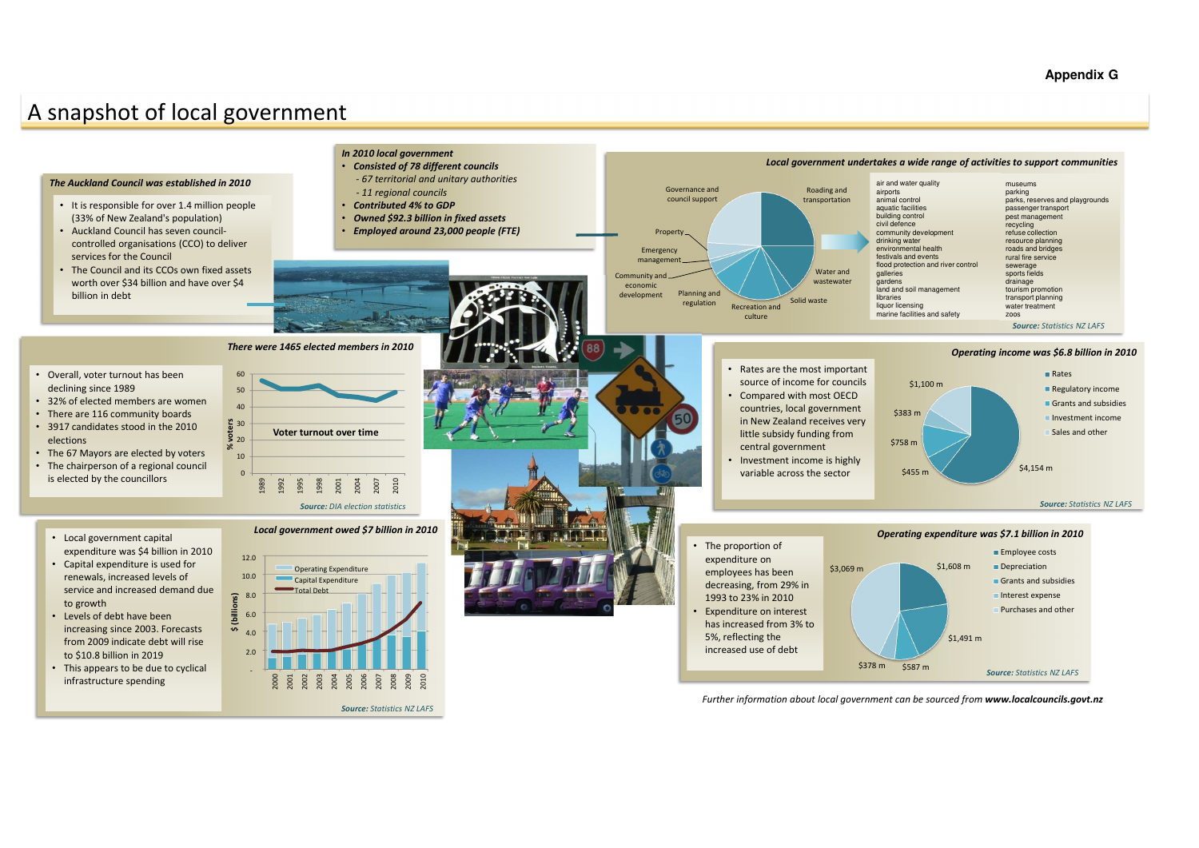Appendix G

# A snapshot of local government

***The Auckland Council was established in 2010***

- It is responsible for over 1.4 million people (33% of New Zealand's population)
- Auckland Council has seven council-controlled organisations (CCO) to deliver services for the Council
- The Council and its CCOs own fixed assets worth over $34 billion and have over $4 billion in debt

***In 2010 local government***

- ***Consisted of 78 different councils***
  - *- 67 territorial and unitary authorities*
  - *- 11 regional councils*
- ***Contributed 4% to GDP***
- ***Owned $92.3 billion in fixed assets***
- ***Employed around 23,000 people (FTE)***

***Local government undertakes a wide range of activities to support communities***

Governance and council support
Roading and transportation
Property
Emergency management
Community and economic development
Planning and regulation
Recreation and culture
Solid waste
Water and wastewater

air and water quality
airports
animal control
aquatic facilities
building control
civil defence
community development
drinking water
environmental health
festivals and events
flood protection and river control
galleries
gardens
land and soil management
libraries
liquor licensing
marine facilities and safety

museums
parking
parks, reserves and playgrounds
passenger transport
pest management
recycling
refuse collection
resource planning
roads and bridges
rural fire service
sewerage
sports fields
drainage
tourism promotion
transport planning
water treatment
zoos

*Source: Statistics NZ LAFS*

***There were 1465 elected members in 2010***

- Overall, voter turnout has been declining since 1989
- 32% of elected members are women
- There are 116 community boards
- 3917 candidates stood in the 2010 elections
- The 67 Mayors are elected by voters
- The chairperson of a regional council is elected by the councillors

Voter turnout over time
% voters
60
50
40
30
20
10
0
1989 1992 1995 1998 2001 2004 2007 2010

*Source: DIA election statistics*

***Operating income was $6.8 billion in 2010***

- Rates are the most important source of income for councils
- Compared with most OECD countries, local government in New Zealand receives very little subsidy funding from central government
- Investment income is highly variable across the sector

Rates
Regulatory income
Grants and subsidies
Investment income
Sales and other

$1,100 m
$383 m
$758 m
$455 m
$4,154 m

*Source: Statistics NZ LAFS*

***Local government owed $7 billion in 2010***

- Local government capital expenditure was $4 billion in 2010
- Capital expenditure is used for renewals, increased levels of service and increased demand due to growth
- Levels of debt have been increasing since 2003. Forecasts from 2009 indicate debt will rise to $10.8 billion in 2019
- This appears to be due to cyclical infrastructure spending

$ (billions)
12.0
10.0
8.0
6.0
4.0
2.0
-
Operating Expenditure
Capital Expenditure
Total Debt
2000 2001 2002 2003 2004 2005 2006 2007 2008 2009 2010

*Source: Statistics NZ LAFS*

***Operating expenditure was $7.1 billion in 2010***

- The proportion of expenditure on employees has been decreasing, from 29% in 1993 to 23% in 2010
- Expenditure on interest has increased from 3% to 5%, reflecting the increased use of debt

Employee costs
Depreciation
Grants and subsidies
Interest expense
Purchases and other

$3,069 m
$1,608 m
$1,491 m
$378 m
$587 m

*Source: Statistics NZ LAFS*

*Further information about local government can be sourced from* ***www.localcouncils.govt.nz***